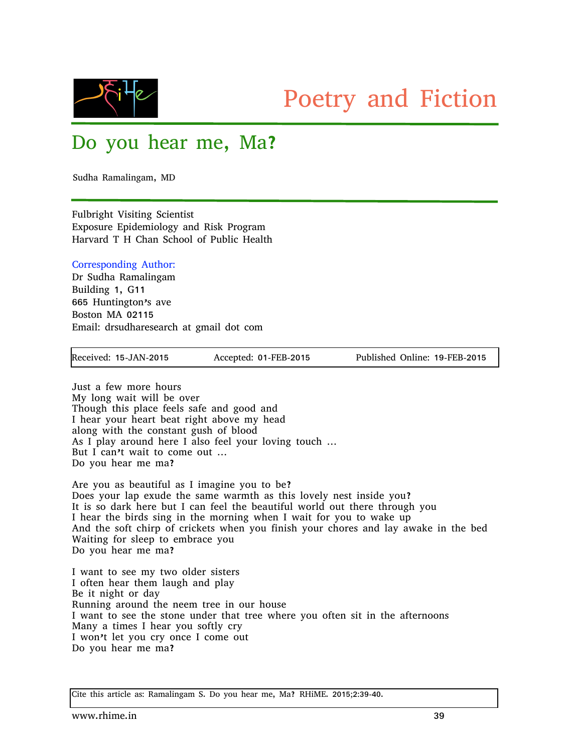Poetry and Fiction

# Do you hear me, Ma?

Sudha Ramalingam, MD

Fulbright Visiting Scientist
Exposure Epidemiology and Risk Program
Harvard T H Chan School of Public Health

Corresponding Author:
Dr Sudha Ramalingam
Building 1, G11
665 Huntington's ave
Boston MA 02115
Email: drsudharesearch at gmail dot com

| Received: 15-JAN-2015 | Accepted: 01-FEB-2015 | Published Online: 19-FEB-2015 |
|---|---|---|

Just a few more hours
My long wait will be over
Though this place feels safe and good and
I hear your heart beat right above my head
along with the constant gush of blood
As I play around here I also feel your loving touch …
But I can't wait to come out …
Do you hear me ma?

Are you as beautiful as I imagine you to be?
Does your lap exude the same warmth as this lovely nest inside you?
It is so dark here but I can feel the beautiful world out there through you
I hear the birds sing in the morning when I wait for you to wake up
And the soft chirp of crickets when you finish your chores and lay awake in the bed
Waiting for sleep to embrace you
Do you hear me ma?

I want to see my two older sisters
I often hear them laugh and play
Be it night or day
Running around the neem tree in our house
I want to see the stone under that tree where you often sit in the afternoons
Many a times I hear you softly cry
I won't let you cry once I come out
Do you hear me ma?

Cite this article as: Ramalingam S. Do you hear me, Ma? RHiME. 2015;2:39-40.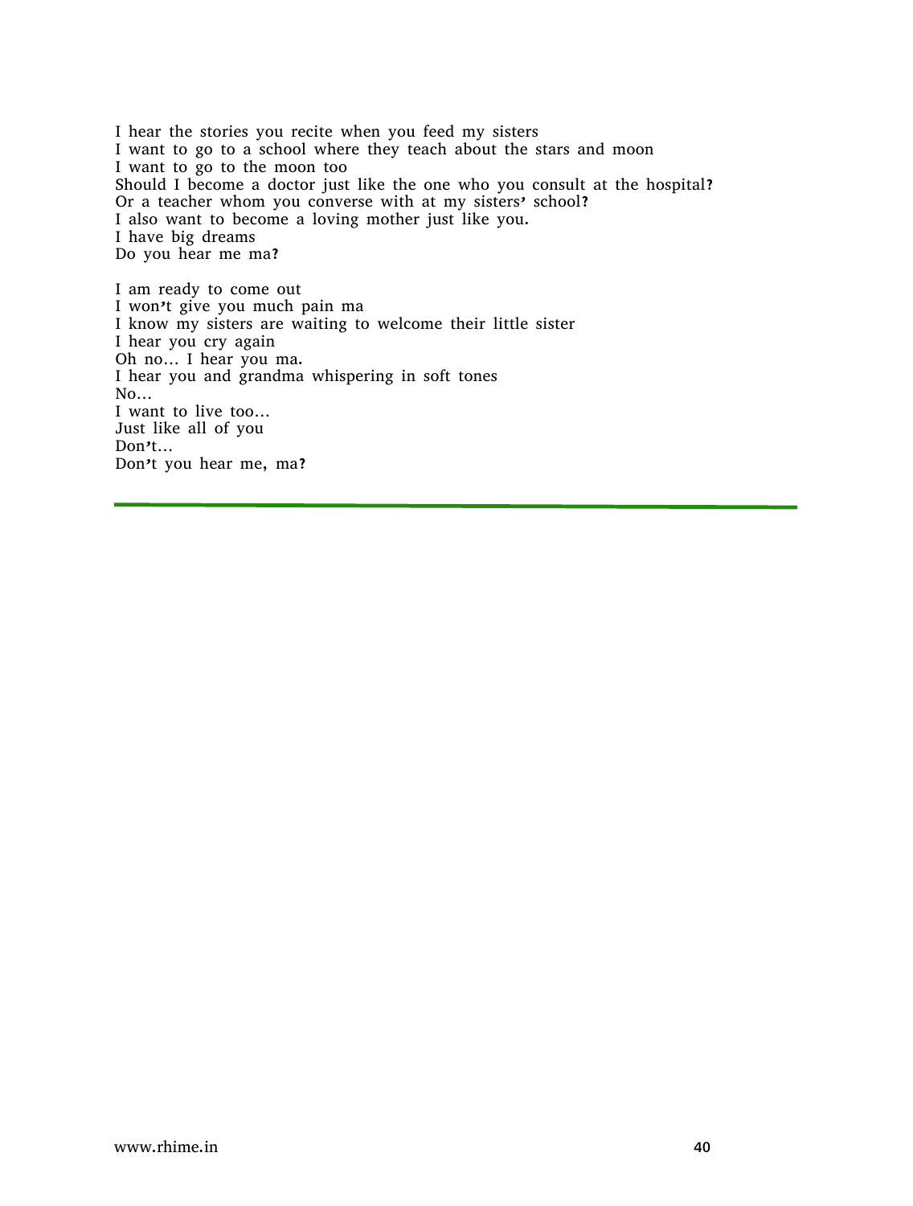I hear the stories you recite when you feed my sisters  
I want to go to a school where they teach about the stars and moon  
I want to go to the moon too  
Should I become a doctor just like the one who you consult at the hospital?  
Or a teacher whom you converse with at my sisters' school?  
I also want to become a loving mother just like you.  
I have big dreams  
Do you hear me ma?

I am ready to come out  
I won't give you much pain ma  
I know my sisters are waiting to welcome their little sister  
I hear you cry again  
Oh no… I hear you ma.  
I hear you and grandma whispering in soft tones  
No…  
I want to live too…  
Just like all of you  
Don't…  
Don't you hear me, ma?

---